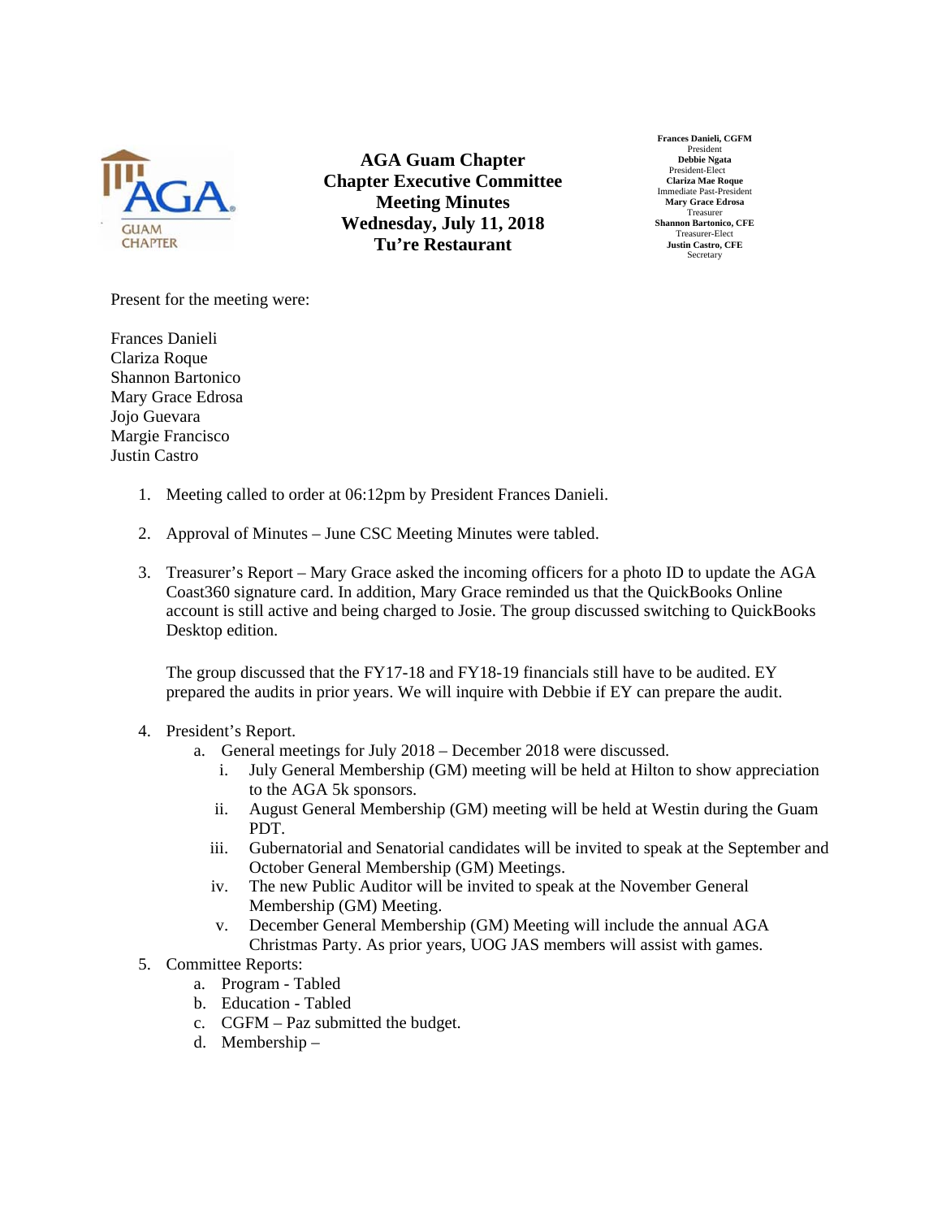# AGA Guam Chapter
## Chapter Executive Committee
## Meeting Minutes
## Wednesday, July 11, 2018
## Tu're Restaurant

**Frances Danieli, CGFM**
President
**Debbie Ngata**
President-Elect
**Clariza Mae Roque**
Immediate Past-President
**Mary Grace Edrosa**
Treasurer
**Shannon Bartonico, CFE**
Treasurer-Elect
**Justin Castro, CFE**
Secretary

Present for the meeting were:

Frances Danieli
Clariza Roque
Shannon Bartonico
Mary Grace Edrosa
Jojo Guevara
Margie Francisco
Justin Castro

1. Meeting called to order at 06:12pm by President Frances Danieli.

2. Approval of Minutes – June CSC Meeting Minutes were tabled.

3. Treasurer's Report – Mary Grace asked the incoming officers for a photo ID to update the AGA Coast360 signature card. In addition, Mary Grace reminded us that the QuickBooks Online account is still active and being charged to Josie. The group discussed switching to QuickBooks Desktop edition.

   The group discussed that the FY17-18 and FY18-19 financials still have to be audited. EY prepared the audits in prior years. We will inquire with Debbie if EY can prepare the audit.

4. President's Report.
   a. General meetings for July 2018 – December 2018 were discussed.
      i. July General Membership (GM) meeting will be held at Hilton to show appreciation to the AGA 5k sponsors.
      ii. August General Membership (GM) meeting will be held at Westin during the Guam PDT.
      iii. Gubernatorial and Senatorial candidates will be invited to speak at the September and October General Membership (GM) Meetings.
      iv. The new Public Auditor will be invited to speak at the November General Membership (GM) Meeting.
      v. December General Membership (GM) Meeting will include the annual AGA Christmas Party. As prior years, UOG JAS members will assist with games.
5. Committee Reports:
   a. Program - Tabled
   b. Education - Tabled
   c. CGFM – Paz submitted the budget.
   d. Membership –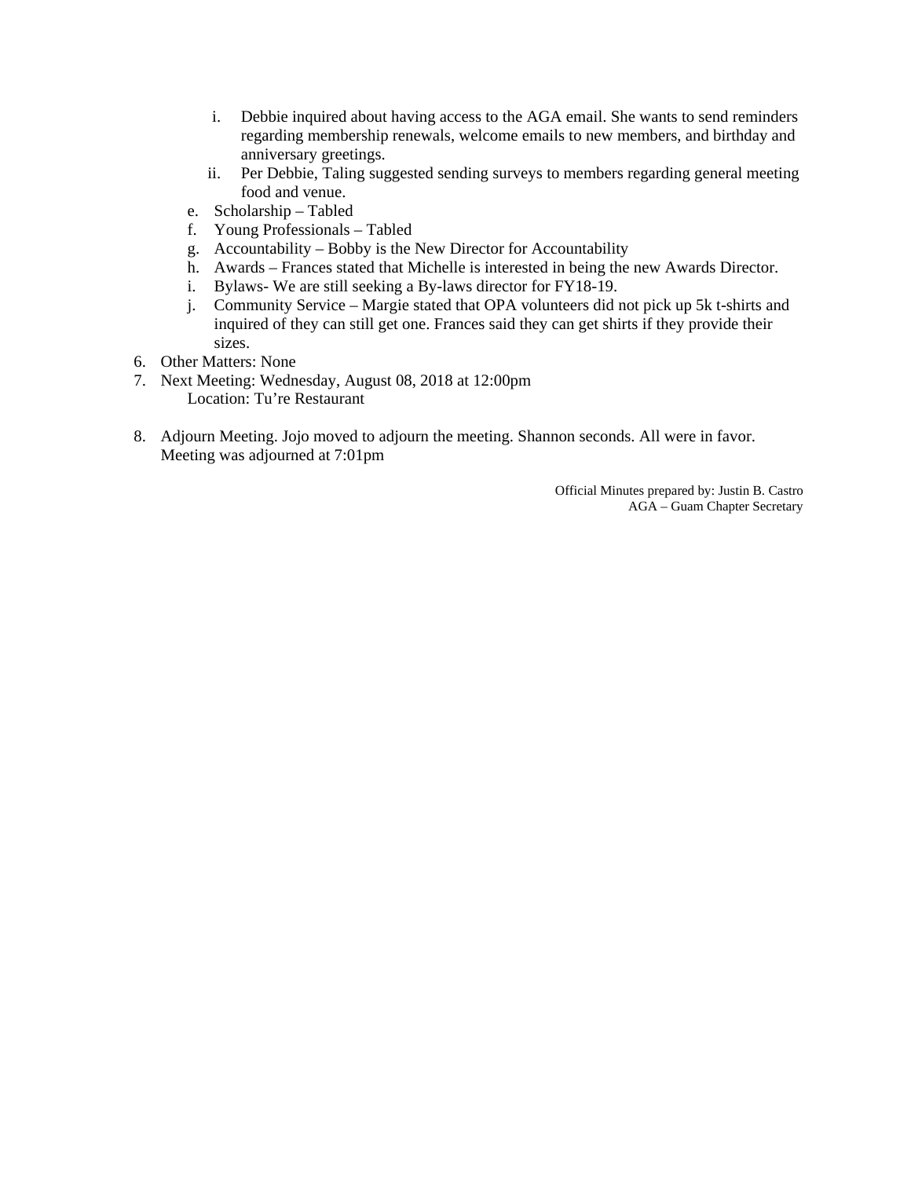i. Debbie inquired about having access to the AGA email. She wants to send reminders regarding membership renewals, welcome emails to new members, and birthday and anniversary greetings.
   ii. Per Debbie, Taling suggested sending surveys to members regarding general meeting food and venue.

   e. Scholarship – Tabled
   f. Young Professionals – Tabled
   g. Accountability – Bobby is the New Director for Accountability
   h. Awards – Frances stated that Michelle is interested in being the new Awards Director.
   i. Bylaws- We are still seeking a By-laws director for FY18-19.
   j. Community Service – Margie stated that OPA volunteers did not pick up 5k t-shirts and inquired of they can still get one. Frances said they can get shirts if they provide their sizes.

6. Other Matters: None
7. Next Meeting: Wednesday, August 08, 2018 at 12:00pm
   Location: Tu're Restaurant

8. Adjourn Meeting. Jojo moved to adjourn the meeting. Shannon seconds. All were in favor. Meeting was adjourned at 7:01pm

Official Minutes prepared by: Justin B. Castro
AGA – Guam Chapter Secretary